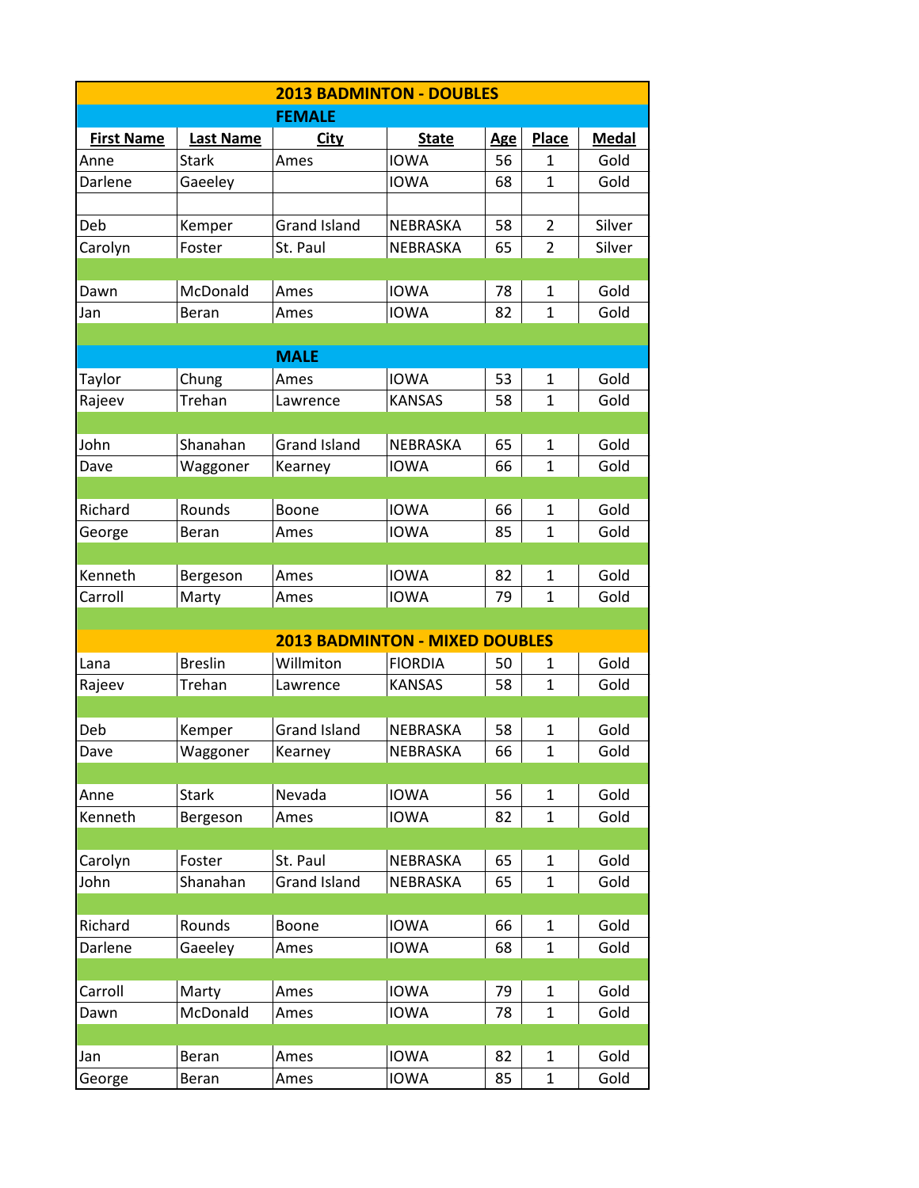# 2013 BADMINTON - DOUBLES

## FEMALE

| First Name | Last Name | City | State | Age | Place | Medal |
|---|---|---|---|---|---|---|
| Anne | Stark | Ames | IOWA | 56 | 1 | Gold |
| Darlene | Gaeeley | | IOWA | 68 | 1 | Gold |
| | | | | | | |
| Deb | Kemper | Grand Island | NEBRASKA | 58 | 2 | Silver |
| Carolyn | Foster | St. Paul | NEBRASKA | 65 | 2 | Silver |
| | | | | | | |
| Dawn | McDonald | Ames | IOWA | 78 | 1 | Gold |
| Jan | Beran | Ames | IOWA | 82 | 1 | Gold |

## MALE

| First Name | Last Name | City | State | Age | Place | Medal |
|---|---|---|---|---|---|---|
| Taylor | Chung | Ames | IOWA | 53 | 1 | Gold |
| Rajeev | Trehan | Lawrence | KANSAS | 58 | 1 | Gold |
| | | | | | | |
| John | Shanahan | Grand Island | NEBRASKA | 65 | 1 | Gold |
| Dave | Waggoner | Kearney | IOWA | 66 | 1 | Gold |
| | | | | | | |
| Richard | Rounds | Boone | IOWA | 66 | 1 | Gold |
| George | Beran | Ames | IOWA | 85 | 1 | Gold |
| | | | | | | |
| Kenneth | Bergeson | Ames | IOWA | 82 | 1 | Gold |
| Carroll | Marty | Ames | IOWA | 79 | 1 | Gold |

# 2013 BADMINTON - MIXED DOUBLES

| First Name | Last Name | City | State | Age | Place | Medal |
|---|---|---|---|---|---|---|
| Lana | Breslin | Willmiton | FIORDIA | 50 | 1 | Gold |
| Rajeev | Trehan | Lawrence | KANSAS | 58 | 1 | Gold |
| | | | | | | |
| Deb | Kemper | Grand Island | NEBRASKA | 58 | 1 | Gold |
| Dave | Waggoner | Kearney | NEBRASKA | 66 | 1 | Gold |
| | | | | | | |
| Anne | Stark | Nevada | IOWA | 56 | 1 | Gold |
| Kenneth | Bergeson | Ames | IOWA | 82 | 1 | Gold |
| | | | | | | |
| Carolyn | Foster | St. Paul | NEBRASKA | 65 | 1 | Gold |
| John | Shanahan | Grand Island | NEBRASKA | 65 | 1 | Gold |
| | | | | | | |
| Richard | Rounds | Boone | IOWA | 66 | 1 | Gold |
| Darlene | Gaeeley | Ames | IOWA | 68 | 1 | Gold |
| | | | | | | |
| Carroll | Marty | Ames | IOWA | 79 | 1 | Gold |
| Dawn | McDonald | Ames | IOWA | 78 | 1 | Gold |
| | | | | | | |
| Jan | Beran | Ames | IOWA | 82 | 1 | Gold |
| George | Beran | Ames | IOWA | 85 | 1 | Gold |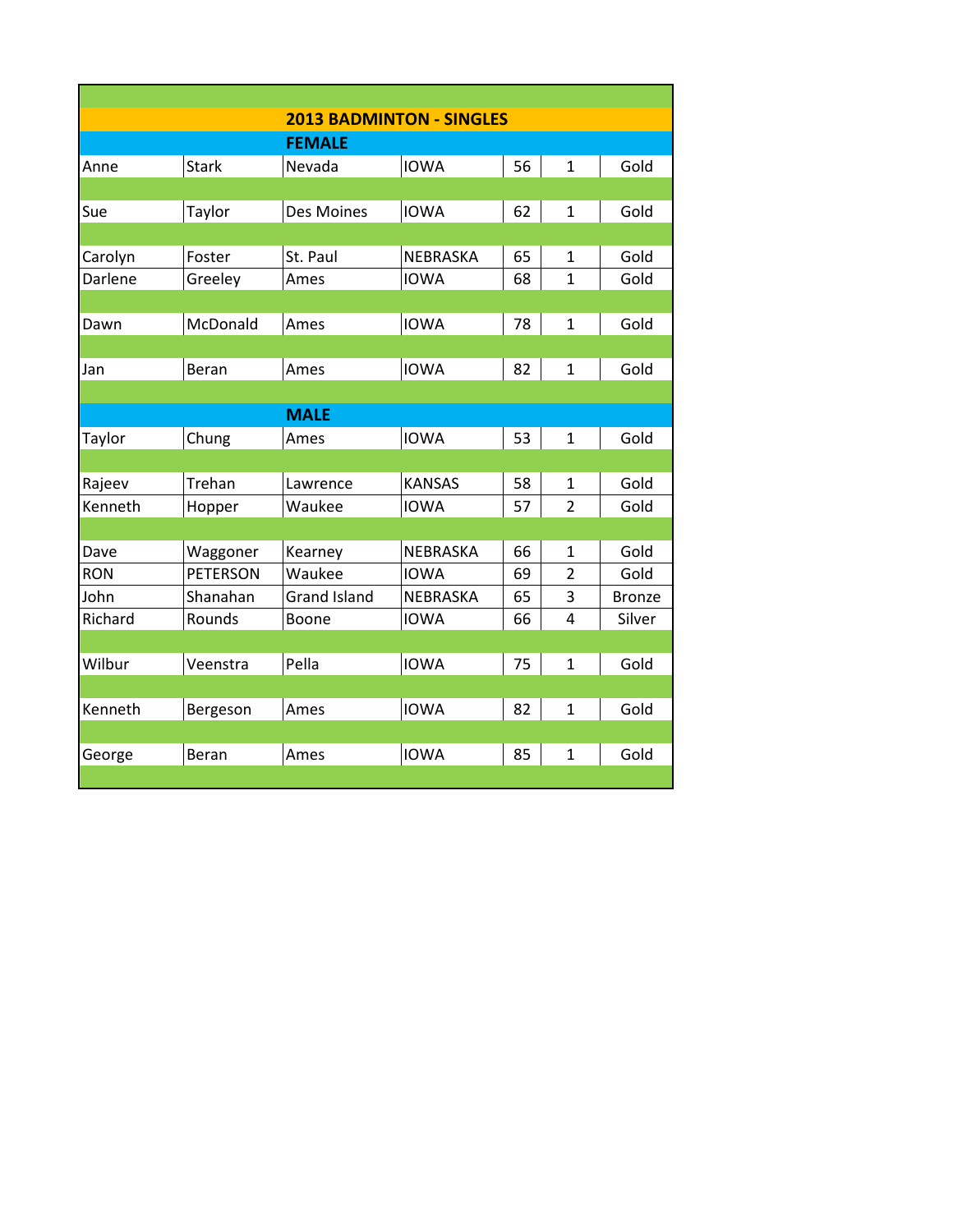| | | | | | | |
|---|---|---|---|---|---|---|
| **2013 BADMINTON - SINGLES** | | | | | | |
| | | **FEMALE** | | | | |
| Anne | Stark | Nevada | IOWA | 56 | 1 | Gold |
| | | | | | | |
| Sue | Taylor | Des Moines | IOWA | 62 | 1 | Gold |
| | | | | | | |
| Carolyn | Foster | St. Paul | NEBRASKA | 65 | 1 | Gold |
| Darlene | Greeley | Ames | IOWA | 68 | 1 | Gold |
| | | | | | | |
| Dawn | McDonald | Ames | IOWA | 78 | 1 | Gold |
| | | | | | | |
| Jan | Beran | Ames | IOWA | 82 | 1 | Gold |
| | | | | | | |
| | | **MALE** | | | | |
| Taylor | Chung | Ames | IOWA | 53 | 1 | Gold |
| | | | | | | |
| Rajeev | Trehan | Lawrence | KANSAS | 58 | 1 | Gold |
| Kenneth | Hopper | Waukee | IOWA | 57 | 2 | Gold |
| | | | | | | |
| Dave | Waggoner | Kearney | NEBRASKA | 66 | 1 | Gold |
| RON | PETERSON | Waukee | IOWA | 69 | 2 | Gold |
| John | Shanahan | Grand Island | NEBRASKA | 65 | 3 | Bronze |
| Richard | Rounds | Boone | IOWA | 66 | 4 | Silver |
| | | | | | | |
| Wilbur | Veenstra | Pella | IOWA | 75 | 1 | Gold |
| | | | | | | |
| Kenneth | Bergeson | Ames | IOWA | 82 | 1 | Gold |
| | | | | | | |
| George | Beran | Ames | IOWA | 85 | 1 | Gold |